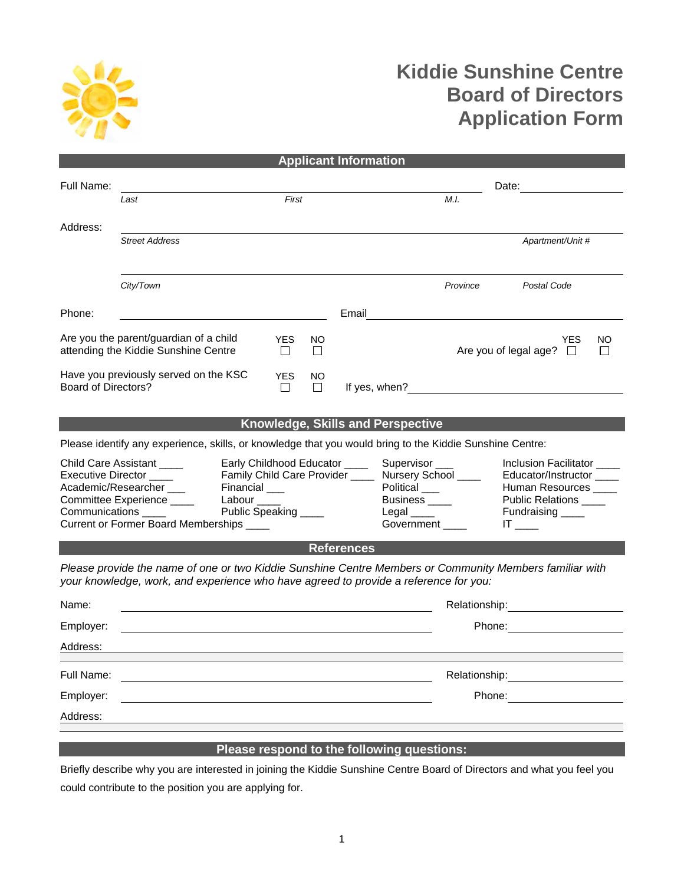# Kiddie Sunshine Centre Board of Directors Application Form

## Applicant Information

Full Name: ______________________________________________ Date: ______________

*Last* *First* *M.I.*

Address: ____________________________________________________________

*Street Address* *Apartment/Unit #*

____________________________________________________________

*City/Town* *Province* *Postal Code*

Phone: ______________________ Email ______________________

Are you the parent/guardian of a child attending the Kiddie Sunshine Centre YES ☐ NO ☐

Are you of legal age? YES ☐ NO ☐

Have you previously served on the KSC Board of Directors? YES ☐ NO ☐ If yes, when? ______________________

## Knowledge, Skills and Perspective

Please identify any experience, skills, or knowledge that you would bring to the Kiddie Sunshine Centre:

| | | | |
|---|---|---|---|
| Child Care Assistant ____ | Early Childhood Educator ____ | Supervisor ___ | Inclusion Facilitator ____ |
| Executive Director ____ | Family Child Care Provider ____ | Nursery School ____ | Educator/Instructor ____ |
| Academic/Researcher ___ | Financial ___ | Political ___ | Human Resources ____ |
| Committee Experience ____ | Labour ____ | Business ____ | Public Relations ____ |
| Communications ____ | Public Speaking ____ | Legal ____ | Fundraising ____ |
| Current or Former Board Memberships ____ | | Government ____ | IT ____ |

## References

*Please provide the name of one or two Kiddie Sunshine Centre Members or Community Members familiar with your knowledge, work, and experience who have agreed to provide a reference for you:*

Name: ______________________________ Relationship: ______________

Employer: ______________________________ Phone: ______________

Address: ____________________________________________________________

Full Name: ______________________________ Relationship: ______________

Employer: ______________________________ Phone: ______________

Address: ____________________________________________________________

## Please respond to the following questions:

Briefly describe why you are interested in joining the Kiddie Sunshine Centre Board of Directors and what you feel you could contribute to the position you are applying for.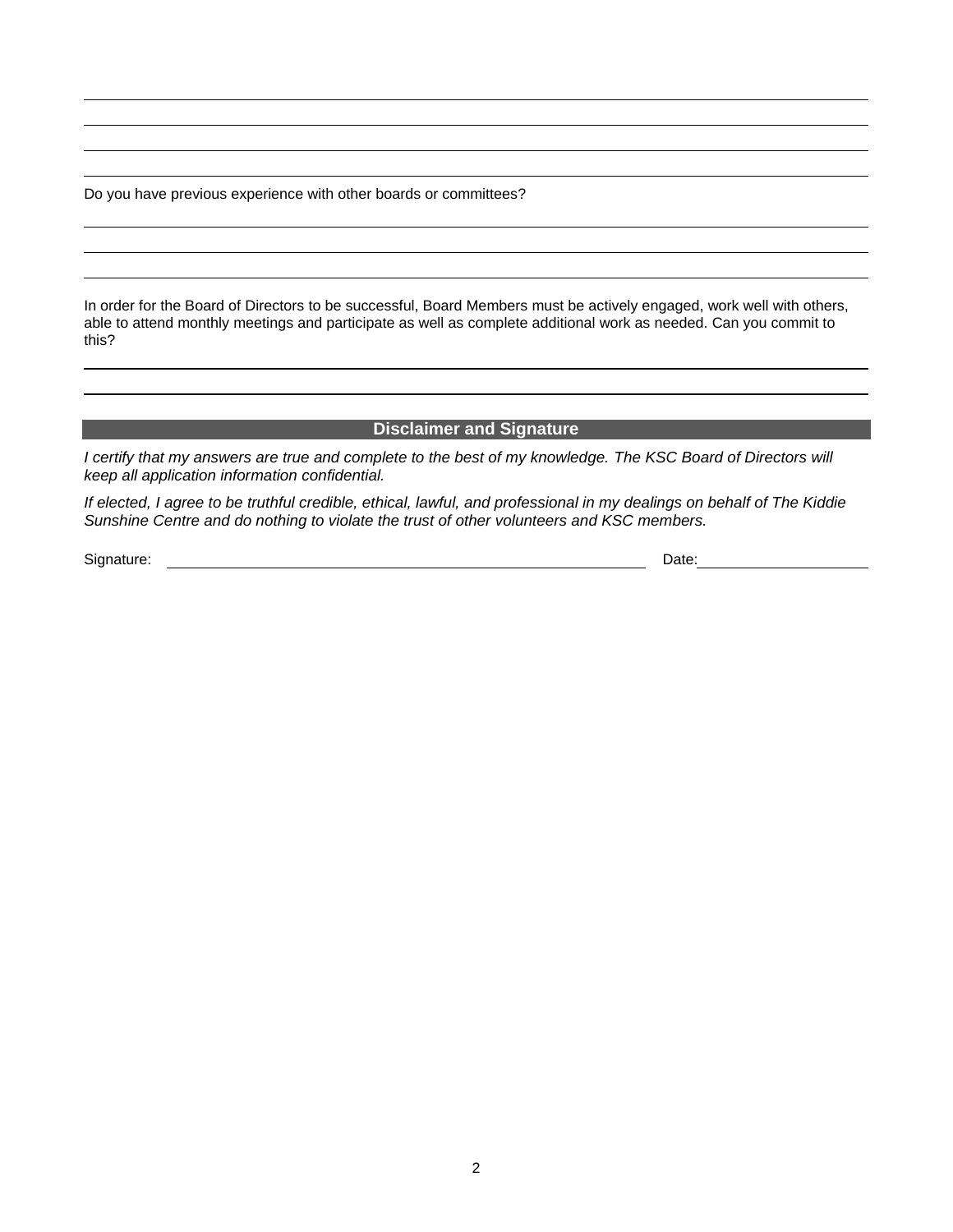Do you have previous experience with other boards or committees?

In order for the Board of Directors to be successful, Board Members must be actively engaged, work well with others, able to attend monthly meetings and participate as well as complete additional work as needed. Can you commit to this?

## Disclaimer and Signature

*I certify that my answers are true and complete to the best of my knowledge. The KSC Board of Directors will keep all application information confidential.*

*If elected, I agree to be truthful credible, ethical, lawful, and professional in my dealings on behalf of The Kiddie Sunshine Centre and do nothing to violate the trust of other volunteers and KSC members.*

Signature: ____________________ Date: ____________________